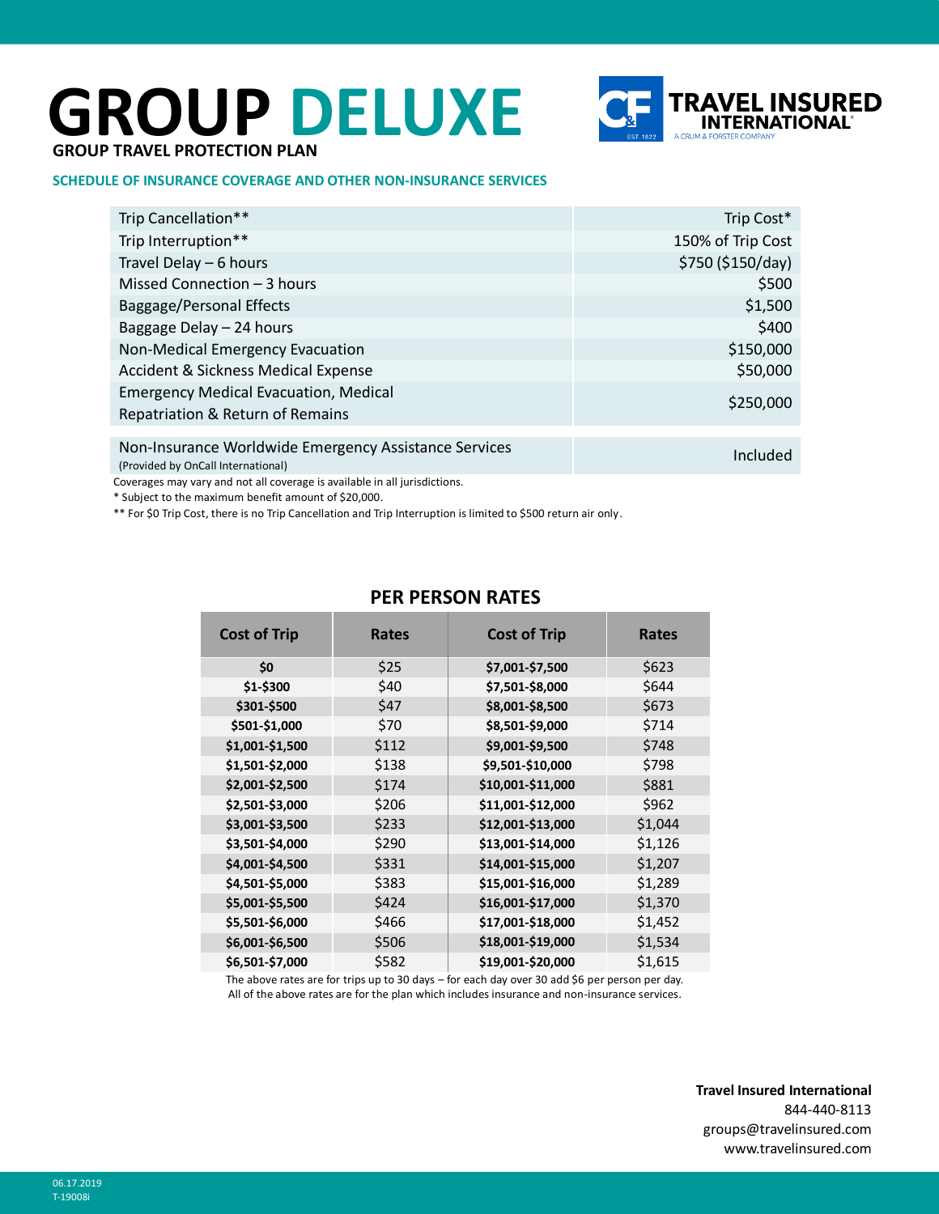# GROUP DELUXE

**GROUP TRAVEL PROTECTION PLAN**

TRAVEL INSURED INTERNATIONAL
A CRUM & FORSTER COMPANY

## SCHEDULE OF INSURANCE COVERAGE AND OTHER NON-INSURANCE SERVICES

| Coverage | Benefit |
|---|---|
| Trip Cancellation** | Trip Cost* |
| Trip Interruption** | 150% of Trip Cost |
| Travel Delay – 6 hours | $750 ($150/day) |
| Missed Connection – 3 hours | $500 |
| Baggage/Personal Effects | $1,500 |
| Baggage Delay – 24 hours | $400 |
| Non-Medical Emergency Evacuation | $150,000 |
| Accident & Sickness Medical Expense | $50,000 |
| Emergency Medical Evacuation, Medical Repatriation & Return of Remains | $250,000 |
| Non-Insurance Worldwide Emergency Assistance Services (Provided by OnCall International) | Included |

Coverages may vary and not all coverage is available in all jurisdictions.

* Subject to the maximum benefit amount of $20,000.

** For $0 Trip Cost, there is no Trip Cancellation and Trip Interruption is limited to $500 return air only.

## PER PERSON RATES

| Cost of Trip | Rates | Cost of Trip | Rates |
|---|---|---|---|
| **$0** | $25 | **$7,001-$7,500** | $623 |
| **$1-$300** | $40 | **$7,501-$8,000** | $644 |
| **$301-$500** | $47 | **$8,001-$8,500** | $673 |
| **$501-$1,000** | $70 | **$8,501-$9,000** | $714 |
| **$1,001-$1,500** | $112 | **$9,001-$9,500** | $748 |
| **$1,501-$2,000** | $138 | **$9,501-$10,000** | $798 |
| **$2,001-$2,500** | $174 | **$10,001-$11,000** | $881 |
| **$2,501-$3,000** | $206 | **$11,001-$12,000** | $962 |
| **$3,001-$3,500** | $233 | **$12,001-$13,000** | $1,044 |
| **$3,501-$4,000** | $290 | **$13,001-$14,000** | $1,126 |
| **$4,001-$4,500** | $331 | **$14,001-$15,000** | $1,207 |
| **$4,501-$5,000** | $383 | **$15,001-$16,000** | $1,289 |
| **$5,001-$5,500** | $424 | **$16,001-$17,000** | $1,370 |
| **$5,501-$6,000** | $466 | **$17,001-$18,000** | $1,452 |
| **$6,001-$6,500** | $506 | **$18,001-$19,000** | $1,534 |
| **$6,501-$7,000** | $582 | **$19,001-$20,000** | $1,615 |

The above rates are for trips up to 30 days – for each day over 30 add $6 per person per day.
All of the above rates are for the plan which includes insurance and non-insurance services.

**Travel Insured International**
844-440-8113
groups@travelinsured.com
www.travelinsured.com

06.17.2019
T-19008i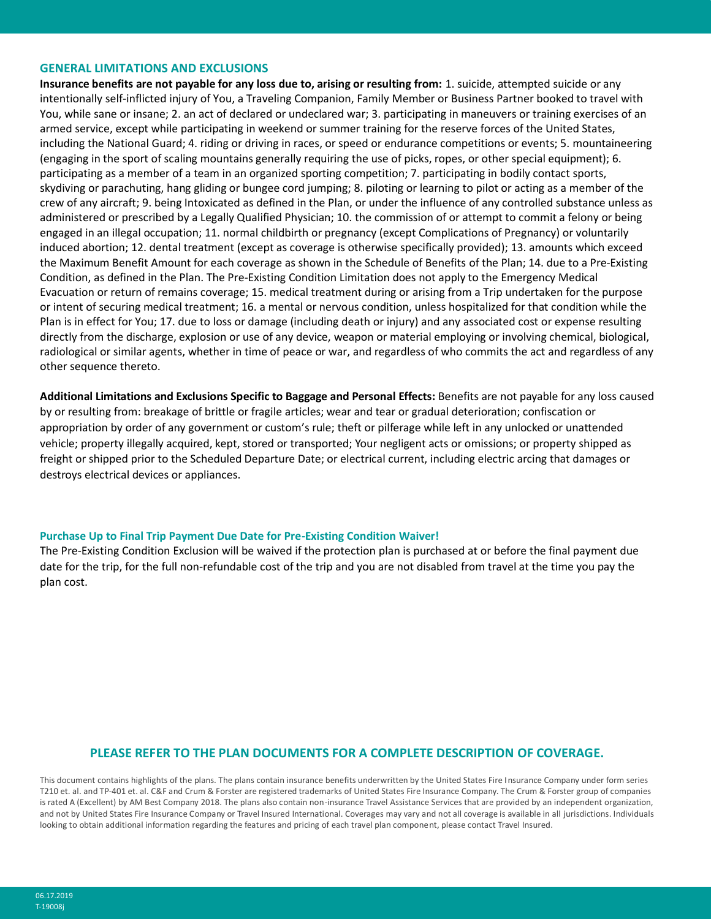## GENERAL LIMITATIONS AND EXCLUSIONS

**Insurance benefits are not payable for any loss due to, arising or resulting from:** 1. suicide, attempted suicide or any intentionally self-inflicted injury of You, a Traveling Companion, Family Member or Business Partner booked to travel with You, while sane or insane; 2. an act of declared or undeclared war; 3. participating in maneuvers or training exercises of an armed service, except while participating in weekend or summer training for the reserve forces of the United States, including the National Guard; 4. riding or driving in races, or speed or endurance competitions or events; 5. mountaineering (engaging in the sport of scaling mountains generally requiring the use of picks, ropes, or other special equipment); 6. participating as a member of a team in an organized sporting competition; 7. participating in bodily contact sports, skydiving or parachuting, hang gliding or bungee cord jumping; 8. piloting or learning to pilot or acting as a member of the crew of any aircraft; 9. being Intoxicated as defined in the Plan, or under the influence of any controlled substance unless as administered or prescribed by a Legally Qualified Physician; 10. the commission of or attempt to commit a felony or being engaged in an illegal occupation; 11. normal childbirth or pregnancy (except Complications of Pregnancy) or voluntarily induced abortion; 12. dental treatment (except as coverage is otherwise specifically provided); 13. amounts which exceed the Maximum Benefit Amount for each coverage as shown in the Schedule of Benefits of the Plan; 14. due to a Pre-Existing Condition, as defined in the Plan. The Pre-Existing Condition Limitation does not apply to the Emergency Medical Evacuation or return of remains coverage; 15. medical treatment during or arising from a Trip undertaken for the purpose or intent of securing medical treatment; 16. a mental or nervous condition, unless hospitalized for that condition while the Plan is in effect for You; 17. due to loss or damage (including death or injury) and any associated cost or expense resulting directly from the discharge, explosion or use of any device, weapon or material employing or involving chemical, biological, radiological or similar agents, whether in time of peace or war, and regardless of who commits the act and regardless of any other sequence thereto.

**Additional Limitations and Exclusions Specific to Baggage and Personal Effects:** Benefits are not payable for any loss caused by or resulting from: breakage of brittle or fragile articles; wear and tear or gradual deterioration; confiscation or appropriation by order of any government or custom's rule; theft or pilferage while left in any unlocked or unattended vehicle; property illegally acquired, kept, stored or transported; Your negligent acts or omissions; or property shipped as freight or shipped prior to the Scheduled Departure Date; or electrical current, including electric arcing that damages or destroys electrical devices or appliances.

### Purchase Up to Final Trip Payment Due Date for Pre-Existing Condition Waiver!

The Pre-Existing Condition Exclusion will be waived if the protection plan is purchased at or before the final payment due date for the trip, for the full non-refundable cost of the trip and you are not disabled from travel at the time you pay the plan cost.

## PLEASE REFER TO THE PLAN DOCUMENTS FOR A COMPLETE DESCRIPTION OF COVERAGE.

This document contains highlights of the plans. The plans contain insurance benefits underwritten by the United States Fire Insurance Company under form series T210 et. al. and TP-401 et. al. C&F and Crum & Forster are registered trademarks of United States Fire Insurance Company. The Crum & Forster group of companies is rated A (Excellent) by AM Best Company 2018. The plans also contain non-insurance Travel Assistance Services that are provided by an independent organization, and not by United States Fire Insurance Company or Travel Insured International. Coverages may vary and not all coverage is available in all jurisdictions. Individuals looking to obtain additional information regarding the features and pricing of each travel plan component, please contact Travel Insured.

06.17.2019
T-19008j